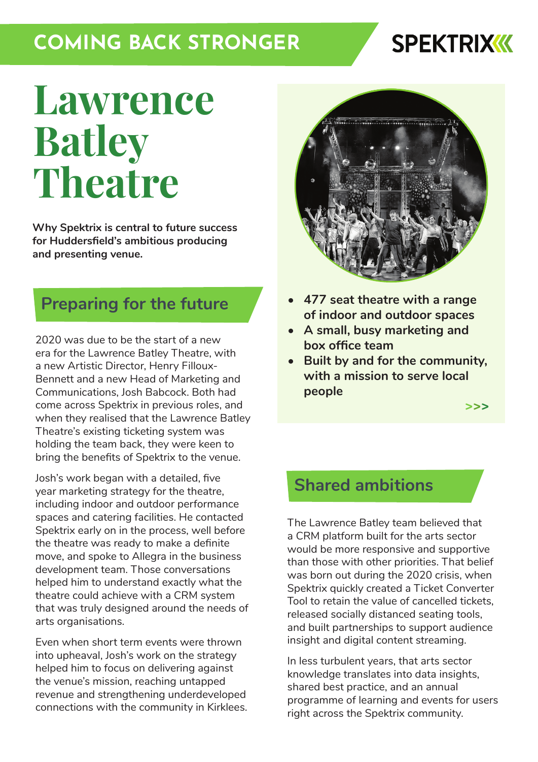COMING BACK STRONGER

SPEKTRIX

# Lawrence Batley Theatre

**Why Spektrix is central to future success for Huddersfield's ambitious producing and presenting venue.**

- **477 seat theatre with a range of indoor and outdoor spaces**
- **A small, busy marketing and box office team**
- **Built by and for the community, with a mission to serve local people**

>>>

## Preparing for the future

2020 was due to be the start of a new era for the Lawrence Batley Theatre, with a new Artistic Director, Henry Filloux-Bennett and a new Head of Marketing and Communications, Josh Babcock. Both had come across Spektrix in previous roles, and when they realised that the Lawrence Batley Theatre's existing ticketing system was holding the team back, they were keen to bring the benefits of Spektrix to the venue.

Josh's work began with a detailed, five year marketing strategy for the theatre, including indoor and outdoor performance spaces and catering facilities. He contacted Spektrix early on in the process, well before the theatre was ready to make a definite move, and spoke to Allegra in the business development team. Those conversations helped him to understand exactly what the theatre could achieve with a CRM system that was truly designed around the needs of arts organisations.

Even when short term events were thrown into upheaval, Josh's work on the strategy helped him to focus on delivering against the venue's mission, reaching untapped revenue and strengthening underdeveloped connections with the community in Kirklees.

## Shared ambitions

The Lawrence Batley team believed that a CRM platform built for the arts sector would be more responsive and supportive than those with other priorities. That belief was born out during the 2020 crisis, when Spektrix quickly created a Ticket Converter Tool to retain the value of cancelled tickets, released socially distanced seating tools, and built partnerships to support audience insight and digital content streaming.

In less turbulent years, that arts sector knowledge translates into data insights, shared best practice, and an annual programme of learning and events for users right across the Spektrix community.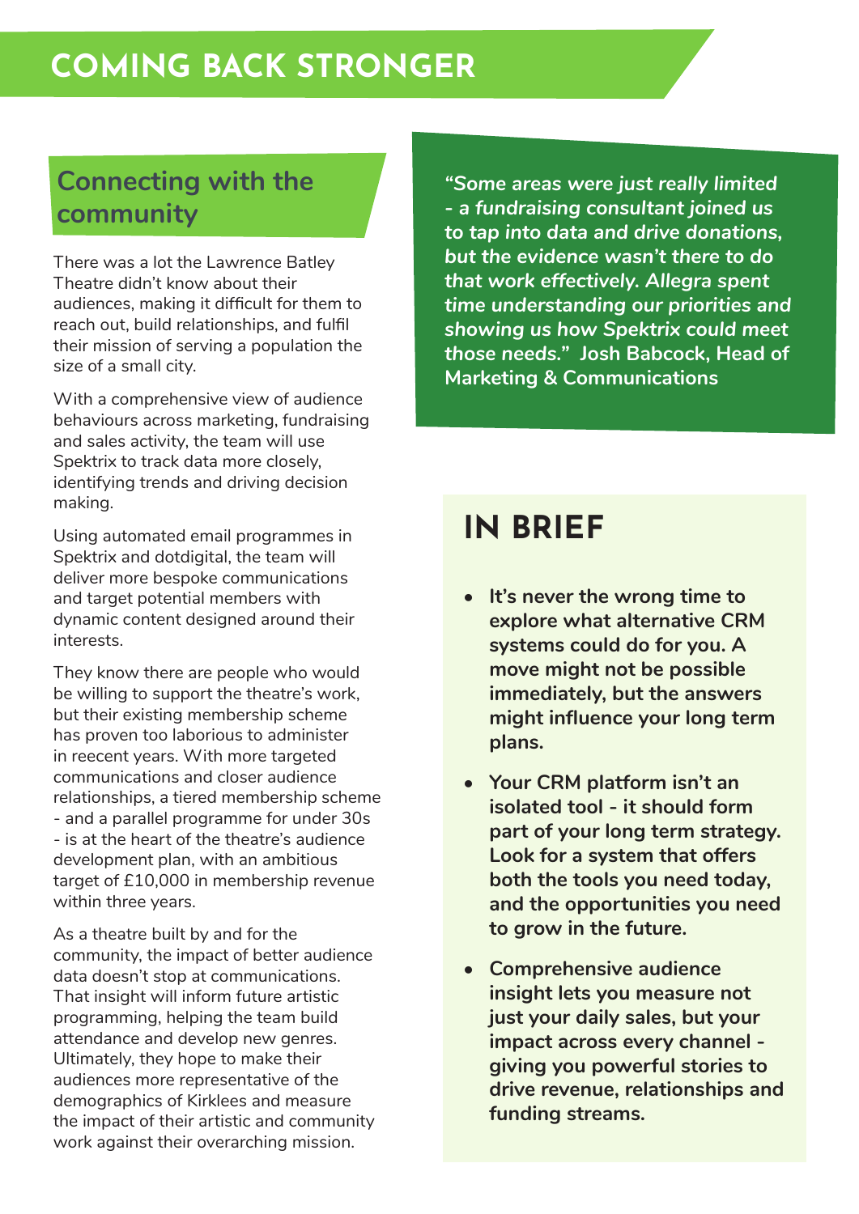# COMING BACK STRONGER

## Connecting with the community

There was a lot the Lawrence Batley Theatre didn't know about their audiences, making it difficult for them to reach out, build relationships, and fulfil their mission of serving a population the size of a small city.

With a comprehensive view of audience behaviours across marketing, fundraising and sales activity, the team will use Spektrix to track data more closely, identifying trends and driving decision making.

Using automated email programmes in Spektrix and dotdigital, the team will deliver more bespoke communications and target potential members with dynamic content designed around their interests.

They know there are people who would be willing to support the theatre's work, but their existing membership scheme has proven too laborious to administer in reecent years. With more targeted communications and closer audience relationships, a tiered membership scheme - and a parallel programme for under 30s - is at the heart of the theatre's audience development plan, with an ambitious target of £10,000 in membership revenue within three years.

As a theatre built by and for the community, the impact of better audience data doesn't stop at communications. That insight will inform future artistic programming, helping the team build attendance and develop new genres. Ultimately, they hope to make their audiences more representative of the demographics of Kirklees and measure the impact of their artistic and community work against their overarching mission.

***"Some areas were just really limited - a fundraising consultant joined us to tap into data and drive donations, but the evidence wasn't there to do that work effectively. Allegra spent time understanding our priorities and showing us how Spektrix could meet those needs."*** **Josh Babcock, Head of Marketing & Communications**

## IN BRIEF

- **It's never the wrong time to explore what alternative CRM systems could do for you. A move might not be possible immediately, but the answers might influence your long term plans.**
- **Your CRM platform isn't an isolated tool - it should form part of your long term strategy. Look for a system that offers both the tools you need today, and the opportunities you need to grow in the future.**
- **Comprehensive audience insight lets you measure not just your daily sales, but your impact across every channel - giving you powerful stories to drive revenue, relationships and funding streams.**